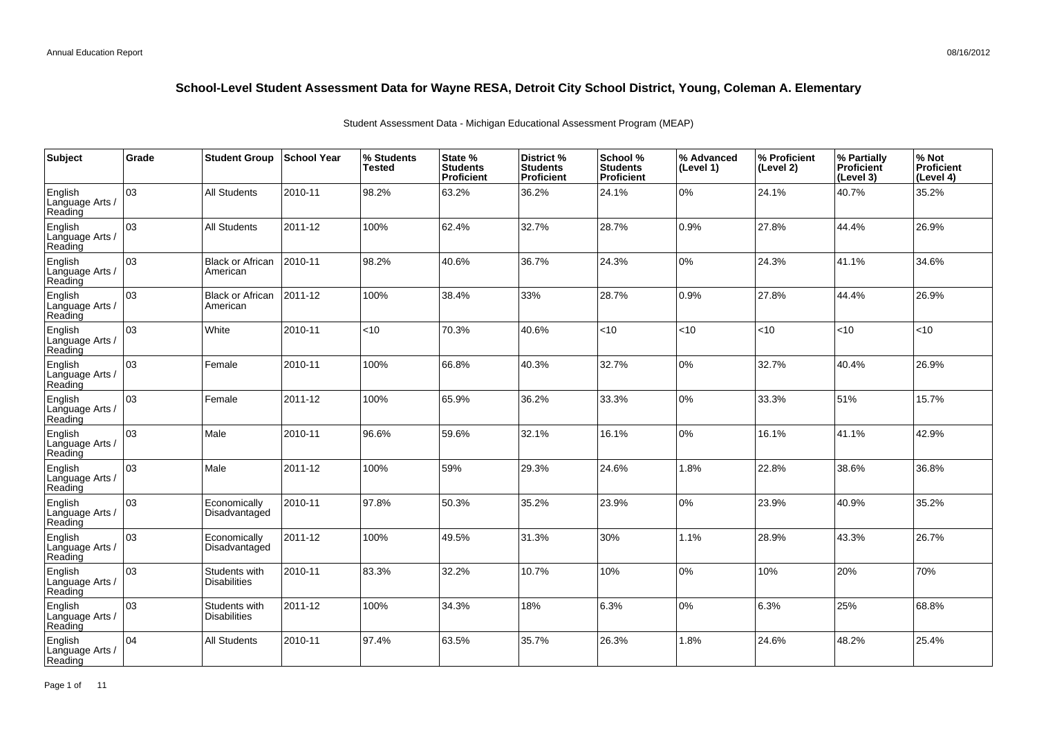# School-Level Student Assessment Data for Wayne RESA, Detroit City School District, Young, Coleman A. Elementary

Student Assessment Data - Michigan Educational Assessment Program (MEAP)

| Subject | Grade | Student Group | School Year | % Students Tested | State % Students Proficient | District % Students Proficient | School % Students Proficient | % Advanced (Level 1) | % Proficient (Level 2) | % Partially Proficient (Level 3) | % Not Proficient (Level 4) |
|---|---|---|---|---|---|---|---|---|---|---|---|
| English Language Arts / Reading | 03 | All Students | 2010-11 | 98.2% | 63.2% | 36.2% | 24.1% | 0% | 24.1% | 40.7% | 35.2% |
| English Language Arts / Reading | 03 | All Students | 2011-12 | 100% | 62.4% | 32.7% | 28.7% | 0.9% | 27.8% | 44.4% | 26.9% |
| English Language Arts / Reading | 03 | Black or African American | 2010-11 | 98.2% | 40.6% | 36.7% | 24.3% | 0% | 24.3% | 41.1% | 34.6% |
| English Language Arts / Reading | 03 | Black or African American | 2011-12 | 100% | 38.4% | 33% | 28.7% | 0.9% | 27.8% | 44.4% | 26.9% |
| English Language Arts / Reading | 03 | White | 2010-11 | <10 | 70.3% | 40.6% | <10 | <10 | <10 | <10 | <10 |
| English Language Arts / Reading | 03 | Female | 2010-11 | 100% | 66.8% | 40.3% | 32.7% | 0% | 32.7% | 40.4% | 26.9% |
| English Language Arts / Reading | 03 | Female | 2011-12 | 100% | 65.9% | 36.2% | 33.3% | 0% | 33.3% | 51% | 15.7% |
| English Language Arts / Reading | 03 | Male | 2010-11 | 96.6% | 59.6% | 32.1% | 16.1% | 0% | 16.1% | 41.1% | 42.9% |
| English Language Arts / Reading | 03 | Male | 2011-12 | 100% | 59% | 29.3% | 24.6% | 1.8% | 22.8% | 38.6% | 36.8% |
| English Language Arts / Reading | 03 | Economically Disadvantaged | 2010-11 | 97.8% | 50.3% | 35.2% | 23.9% | 0% | 23.9% | 40.9% | 35.2% |
| English Language Arts / Reading | 03 | Economically Disadvantaged | 2011-12 | 100% | 49.5% | 31.3% | 30% | 1.1% | 28.9% | 43.3% | 26.7% |
| English Language Arts / Reading | 03 | Students with Disabilities | 2010-11 | 83.3% | 32.2% | 10.7% | 10% | 0% | 10% | 20% | 70% |
| English Language Arts / Reading | 03 | Students with Disabilities | 2011-12 | 100% | 34.3% | 18% | 6.3% | 0% | 6.3% | 25% | 68.8% |
| English Language Arts / Reading | 04 | All Students | 2010-11 | 97.4% | 63.5% | 35.7% | 26.3% | 1.8% | 24.6% | 48.2% | 25.4% |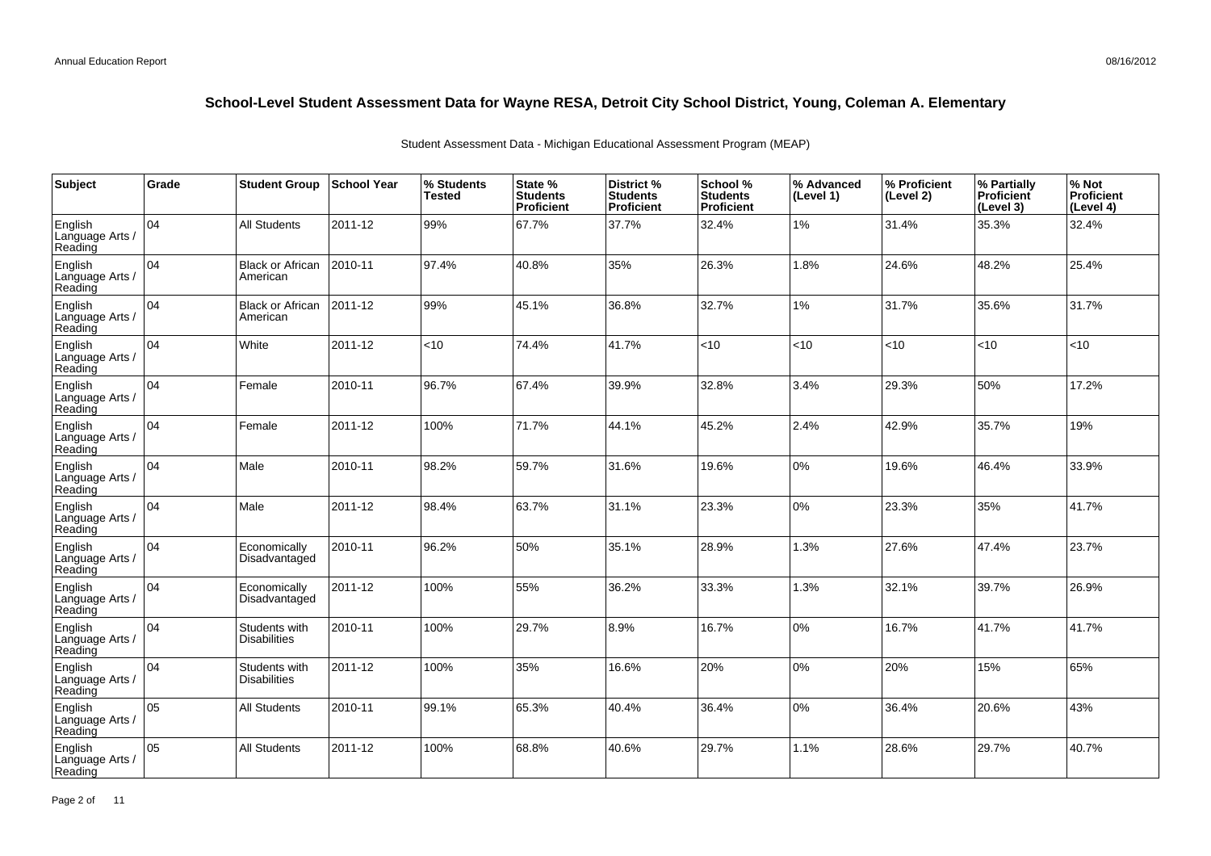# School-Level Student Assessment Data for Wayne RESA, Detroit City School District, Young, Coleman A. Elementary

Student Assessment Data - Michigan Educational Assessment Program (MEAP)

| Subject | Grade | Student Group | School Year | % Students Tested | State % Students Proficient | District % Students Proficient | School % Students Proficient | % Advanced (Level 1) | % Proficient (Level 2) | % Partially Proficient (Level 3) | % Not Proficient (Level 4) |
|---|---|---|---|---|---|---|---|---|---|---|---|
| English Language Arts / Reading | 04 | All Students | 2011-12 | 99% | 67.7% | 37.7% | 32.4% | 1% | 31.4% | 35.3% | 32.4% |
| English Language Arts / Reading | 04 | Black or African American | 2010-11 | 97.4% | 40.8% | 35% | 26.3% | 1.8% | 24.6% | 48.2% | 25.4% |
| English Language Arts / Reading | 04 | Black or African American | 2011-12 | 99% | 45.1% | 36.8% | 32.7% | 1% | 31.7% | 35.6% | 31.7% |
| English Language Arts / Reading | 04 | White | 2011-12 | <10 | 74.4% | 41.7% | <10 | <10 | <10 | <10 | <10 |
| English Language Arts / Reading | 04 | Female | 2010-11 | 96.7% | 67.4% | 39.9% | 32.8% | 3.4% | 29.3% | 50% | 17.2% |
| English Language Arts / Reading | 04 | Female | 2011-12 | 100% | 71.7% | 44.1% | 45.2% | 2.4% | 42.9% | 35.7% | 19% |
| English Language Arts / Reading | 04 | Male | 2010-11 | 98.2% | 59.7% | 31.6% | 19.6% | 0% | 19.6% | 46.4% | 33.9% |
| English Language Arts / Reading | 04 | Male | 2011-12 | 98.4% | 63.7% | 31.1% | 23.3% | 0% | 23.3% | 35% | 41.7% |
| English Language Arts / Reading | 04 | Economically Disadvantaged | 2010-11 | 96.2% | 50% | 35.1% | 28.9% | 1.3% | 27.6% | 47.4% | 23.7% |
| English Language Arts / Reading | 04 | Economically Disadvantaged | 2011-12 | 100% | 55% | 36.2% | 33.3% | 1.3% | 32.1% | 39.7% | 26.9% |
| English Language Arts / Reading | 04 | Students with Disabilities | 2010-11 | 100% | 29.7% | 8.9% | 16.7% | 0% | 16.7% | 41.7% | 41.7% |
| English Language Arts / Reading | 04 | Students with Disabilities | 2011-12 | 100% | 35% | 16.6% | 20% | 0% | 20% | 15% | 65% |
| English Language Arts / Reading | 05 | All Students | 2010-11 | 99.1% | 65.3% | 40.4% | 36.4% | 0% | 36.4% | 20.6% | 43% |
| English Language Arts / Reading | 05 | All Students | 2011-12 | 100% | 68.8% | 40.6% | 29.7% | 1.1% | 28.6% | 29.7% | 40.7% |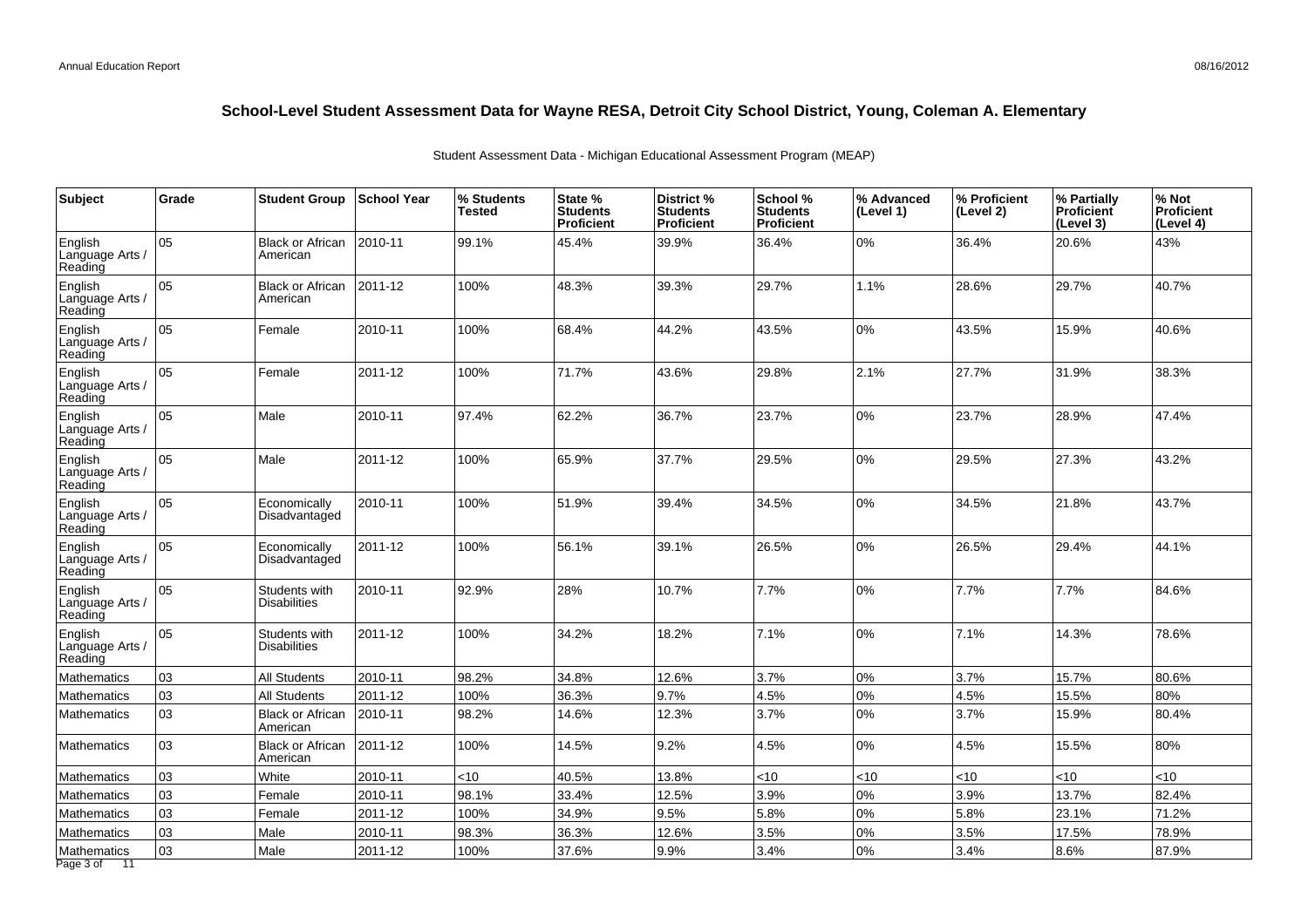## School-Level Student Assessment Data for Wayne RESA, Detroit City School District, Young, Coleman A. Elementary

Student Assessment Data - Michigan Educational Assessment Program (MEAP)

| Subject | Grade | Student Group | School Year | % Students Tested | State % Students Proficient | District % Students Proficient | School % Students Proficient | % Advanced (Level 1) | % Proficient (Level 2) | % Partially Proficient (Level 3) | % Not Proficient (Level 4) |
|---|---|---|---|---|---|---|---|---|---|---|---|
| English Language Arts / Reading | 05 | Black or African American | 2010-11 | 99.1% | 45.4% | 39.9% | 36.4% | 0% | 36.4% | 20.6% | 43% |
| English Language Arts / Reading | 05 | Black or African American | 2011-12 | 100% | 48.3% | 39.3% | 29.7% | 1.1% | 28.6% | 29.7% | 40.7% |
| English Language Arts / Reading | 05 | Female | 2010-11 | 100% | 68.4% | 44.2% | 43.5% | 0% | 43.5% | 15.9% | 40.6% |
| English Language Arts / Reading | 05 | Female | 2011-12 | 100% | 71.7% | 43.6% | 29.8% | 2.1% | 27.7% | 31.9% | 38.3% |
| English Language Arts / Reading | 05 | Male | 2010-11 | 97.4% | 62.2% | 36.7% | 23.7% | 0% | 23.7% | 28.9% | 47.4% |
| English Language Arts / Reading | 05 | Male | 2011-12 | 100% | 65.9% | 37.7% | 29.5% | 0% | 29.5% | 27.3% | 43.2% |
| English Language Arts / Reading | 05 | Economically Disadvantaged | 2010-11 | 100% | 51.9% | 39.4% | 34.5% | 0% | 34.5% | 21.8% | 43.7% |
| English Language Arts / Reading | 05 | Economically Disadvantaged | 2011-12 | 100% | 56.1% | 39.1% | 26.5% | 0% | 26.5% | 29.4% | 44.1% |
| English Language Arts / Reading | 05 | Students with Disabilities | 2010-11 | 92.9% | 28% | 10.7% | 7.7% | 0% | 7.7% | 7.7% | 84.6% |
| English Language Arts / Reading | 05 | Students with Disabilities | 2011-12 | 100% | 34.2% | 18.2% | 7.1% | 0% | 7.1% | 14.3% | 78.6% |
| Mathematics | 03 | All Students | 2010-11 | 98.2% | 34.8% | 12.6% | 3.7% | 0% | 3.7% | 15.7% | 80.6% |
| Mathematics | 03 | All Students | 2011-12 | 100% | 36.3% | 9.7% | 4.5% | 0% | 4.5% | 15.5% | 80% |
| Mathematics | 03 | Black or African American | 2010-11 | 98.2% | 14.6% | 12.3% | 3.7% | 0% | 3.7% | 15.9% | 80.4% |
| Mathematics | 03 | Black or African American | 2011-12 | 100% | 14.5% | 9.2% | 4.5% | 0% | 4.5% | 15.5% | 80% |
| Mathematics | 03 | White | 2010-11 | <10 | 40.5% | 13.8% | <10 | <10 | <10 | <10 | <10 |
| Mathematics | 03 | Female | 2010-11 | 98.1% | 33.4% | 12.5% | 3.9% | 0% | 3.9% | 13.7% | 82.4% |
| Mathematics | 03 | Female | 2011-12 | 100% | 34.9% | 9.5% | 5.8% | 0% | 5.8% | 23.1% | 71.2% |
| Mathematics | 03 | Male | 2010-11 | 98.3% | 36.3% | 12.6% | 3.5% | 0% | 3.5% | 17.5% | 78.9% |
| Mathematics | 03 | Male | 2011-12 | 100% | 37.6% | 9.9% | 3.4% | 0% | 3.4% | 8.6% | 87.9% |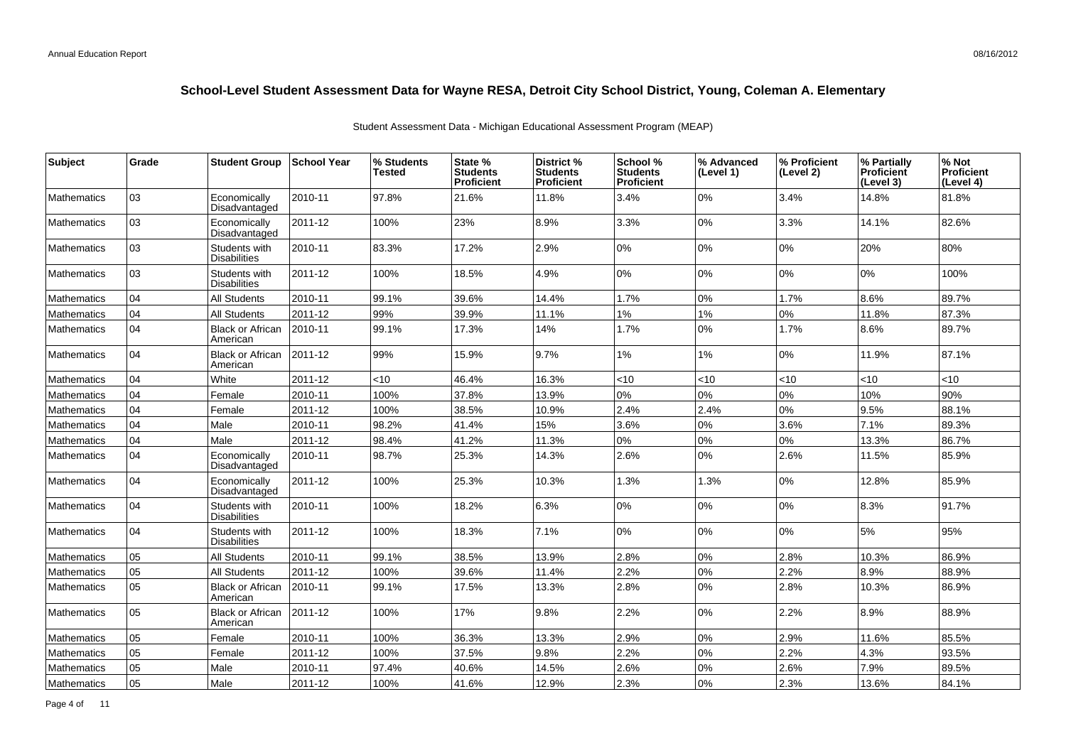## School-Level Student Assessment Data for Wayne RESA, Detroit City School District, Young, Coleman A. Elementary

Student Assessment Data - Michigan Educational Assessment Program (MEAP)

| Subject | Grade | Student Group | School Year | % Students Tested | State % Students Proficient | District % Students Proficient | School % Students Proficient | % Advanced (Level 1) | % Proficient (Level 2) | % Partially Proficient (Level 3) | % Not Proficient (Level 4) |
|---|---|---|---|---|---|---|---|---|---|---|---|
| Mathematics | 03 | Economically Disadvantaged | 2010-11 | 97.8% | 21.6% | 11.8% | 3.4% | 0% | 3.4% | 14.8% | 81.8% |
| Mathematics | 03 | Economically Disadvantaged | 2011-12 | 100% | 23% | 8.9% | 3.3% | 0% | 3.3% | 14.1% | 82.6% |
| Mathematics | 03 | Students with Disabilities | 2010-11 | 83.3% | 17.2% | 2.9% | 0% | 0% | 0% | 20% | 80% |
| Mathematics | 03 | Students with Disabilities | 2011-12 | 100% | 18.5% | 4.9% | 0% | 0% | 0% | 0% | 100% |
| Mathematics | 04 | All Students | 2010-11 | 99.1% | 39.6% | 14.4% | 1.7% | 0% | 1.7% | 8.6% | 89.7% |
| Mathematics | 04 | All Students | 2011-12 | 99% | 39.9% | 11.1% | 1% | 1% | 0% | 11.8% | 87.3% |
| Mathematics | 04 | Black or African American | 2010-11 | 99.1% | 17.3% | 14% | 1.7% | 0% | 1.7% | 8.6% | 89.7% |
| Mathematics | 04 | Black or African American | 2011-12 | 99% | 15.9% | 9.7% | 1% | 1% | 0% | 11.9% | 87.1% |
| Mathematics | 04 | White | 2011-12 | <10 | 46.4% | 16.3% | <10 | <10 | <10 | <10 | <10 |
| Mathematics | 04 | Female | 2010-11 | 100% | 37.8% | 13.9% | 0% | 0% | 0% | 10% | 90% |
| Mathematics | 04 | Female | 2011-12 | 100% | 38.5% | 10.9% | 2.4% | 2.4% | 0% | 9.5% | 88.1% |
| Mathematics | 04 | Male | 2010-11 | 98.2% | 41.4% | 15% | 3.6% | 0% | 3.6% | 7.1% | 89.3% |
| Mathematics | 04 | Male | 2011-12 | 98.4% | 41.2% | 11.3% | 0% | 0% | 0% | 13.3% | 86.7% |
| Mathematics | 04 | Economically Disadvantaged | 2010-11 | 98.7% | 25.3% | 14.3% | 2.6% | 0% | 2.6% | 11.5% | 85.9% |
| Mathematics | 04 | Economically Disadvantaged | 2011-12 | 100% | 25.3% | 10.3% | 1.3% | 1.3% | 0% | 12.8% | 85.9% |
| Mathematics | 04 | Students with Disabilities | 2010-11 | 100% | 18.2% | 6.3% | 0% | 0% | 0% | 8.3% | 91.7% |
| Mathematics | 04 | Students with Disabilities | 2011-12 | 100% | 18.3% | 7.1% | 0% | 0% | 0% | 5% | 95% |
| Mathematics | 05 | All Students | 2010-11 | 99.1% | 38.5% | 13.9% | 2.8% | 0% | 2.8% | 10.3% | 86.9% |
| Mathematics | 05 | All Students | 2011-12 | 100% | 39.6% | 11.4% | 2.2% | 0% | 2.2% | 8.9% | 88.9% |
| Mathematics | 05 | Black or African American | 2010-11 | 99.1% | 17.5% | 13.3% | 2.8% | 0% | 2.8% | 10.3% | 86.9% |
| Mathematics | 05 | Black or African American | 2011-12 | 100% | 17% | 9.8% | 2.2% | 0% | 2.2% | 8.9% | 88.9% |
| Mathematics | 05 | Female | 2010-11 | 100% | 36.3% | 13.3% | 2.9% | 0% | 2.9% | 11.6% | 85.5% |
| Mathematics | 05 | Female | 2011-12 | 100% | 37.5% | 9.8% | 2.2% | 0% | 2.2% | 4.3% | 93.5% |
| Mathematics | 05 | Male | 2010-11 | 97.4% | 40.6% | 14.5% | 2.6% | 0% | 2.6% | 7.9% | 89.5% |
| Mathematics | 05 | Male | 2011-12 | 100% | 41.6% | 12.9% | 2.3% | 0% | 2.3% | 13.6% | 84.1% |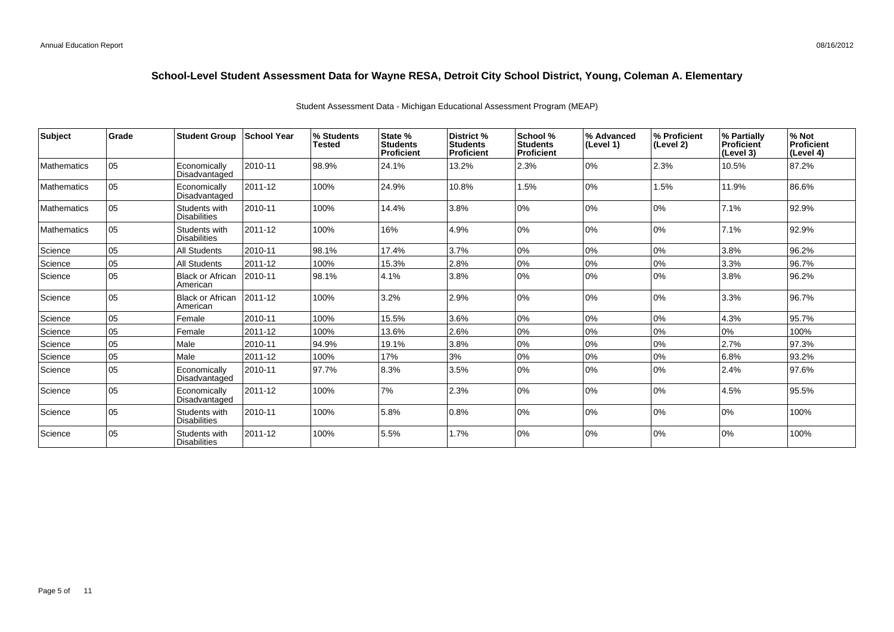## School-Level Student Assessment Data for Wayne RESA, Detroit City School District, Young, Coleman A. Elementary

Student Assessment Data - Michigan Educational Assessment Program (MEAP)

| Subject | Grade | Student Group | School Year | % Students Tested | State % Students Proficient | District % Students Proficient | School % Students Proficient | % Advanced (Level 1) | % Proficient (Level 2) | % Partially Proficient (Level 3) | % Not Proficient (Level 4) |
|---|---|---|---|---|---|---|---|---|---|---|---|
| Mathematics | 05 | Economically Disadvantaged | 2010-11 | 98.9% | 24.1% | 13.2% | 2.3% | 0% | 2.3% | 10.5% | 87.2% |
| Mathematics | 05 | Economically Disadvantaged | 2011-12 | 100% | 24.9% | 10.8% | 1.5% | 0% | 1.5% | 11.9% | 86.6% |
| Mathematics | 05 | Students with Disabilities | 2010-11 | 100% | 14.4% | 3.8% | 0% | 0% | 0% | 7.1% | 92.9% |
| Mathematics | 05 | Students with Disabilities | 2011-12 | 100% | 16% | 4.9% | 0% | 0% | 0% | 7.1% | 92.9% |
| Science | 05 | All Students | 2010-11 | 98.1% | 17.4% | 3.7% | 0% | 0% | 0% | 3.8% | 96.2% |
| Science | 05 | All Students | 2011-12 | 100% | 15.3% | 2.8% | 0% | 0% | 0% | 3.3% | 96.7% |
| Science | 05 | Black or African American | 2010-11 | 98.1% | 4.1% | 3.8% | 0% | 0% | 0% | 3.8% | 96.2% |
| Science | 05 | Black or African American | 2011-12 | 100% | 3.2% | 2.9% | 0% | 0% | 0% | 3.3% | 96.7% |
| Science | 05 | Female | 2010-11 | 100% | 15.5% | 3.6% | 0% | 0% | 0% | 4.3% | 95.7% |
| Science | 05 | Female | 2011-12 | 100% | 13.6% | 2.6% | 0% | 0% | 0% | 0% | 100% |
| Science | 05 | Male | 2010-11 | 94.9% | 19.1% | 3.8% | 0% | 0% | 0% | 2.7% | 97.3% |
| Science | 05 | Male | 2011-12 | 100% | 17% | 3% | 0% | 0% | 0% | 6.8% | 93.2% |
| Science | 05 | Economically Disadvantaged | 2010-11 | 97.7% | 8.3% | 3.5% | 0% | 0% | 0% | 2.4% | 97.6% |
| Science | 05 | Economically Disadvantaged | 2011-12 | 100% | 7% | 2.3% | 0% | 0% | 0% | 4.5% | 95.5% |
| Science | 05 | Students with Disabilities | 2010-11 | 100% | 5.8% | 0.8% | 0% | 0% | 0% | 0% | 100% |
| Science | 05 | Students with Disabilities | 2011-12 | 100% | 5.5% | 1.7% | 0% | 0% | 0% | 0% | 100% |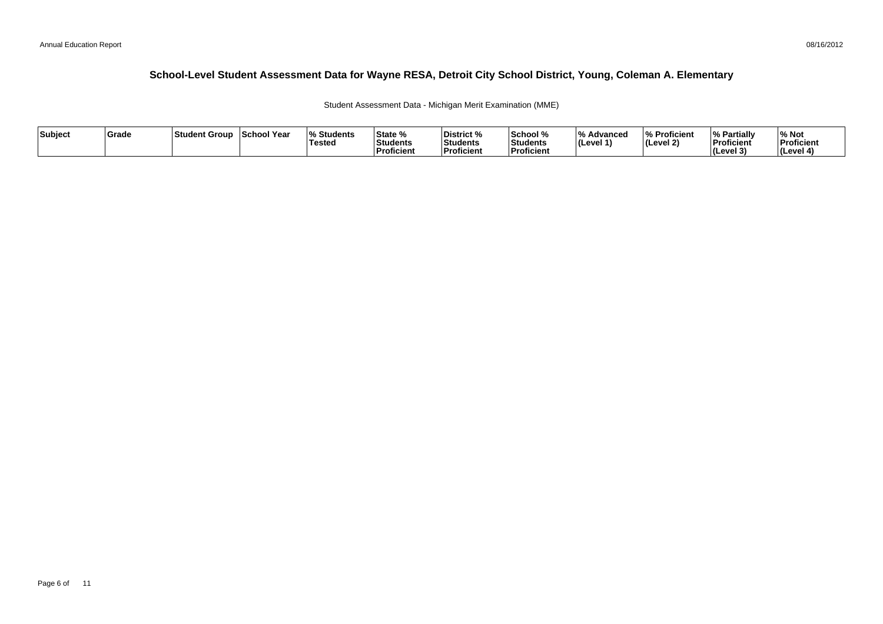## School-Level Student Assessment Data for Wayne RESA, Detroit City School District, Young, Coleman A. Elementary

Student Assessment Data - Michigan Merit Examination (MME)

| Subject | Grade | Student Group | School Year | % Students Tested | State % Students Proficient | District % Students Proficient | School % Students Proficient | % Advanced (Level 1) | % Proficient (Level 2) | % Partially Proficient (Level 3) | % Not Proficient (Level 4) |
|---|---|---|---|---|---|---|---|---|---|---|---|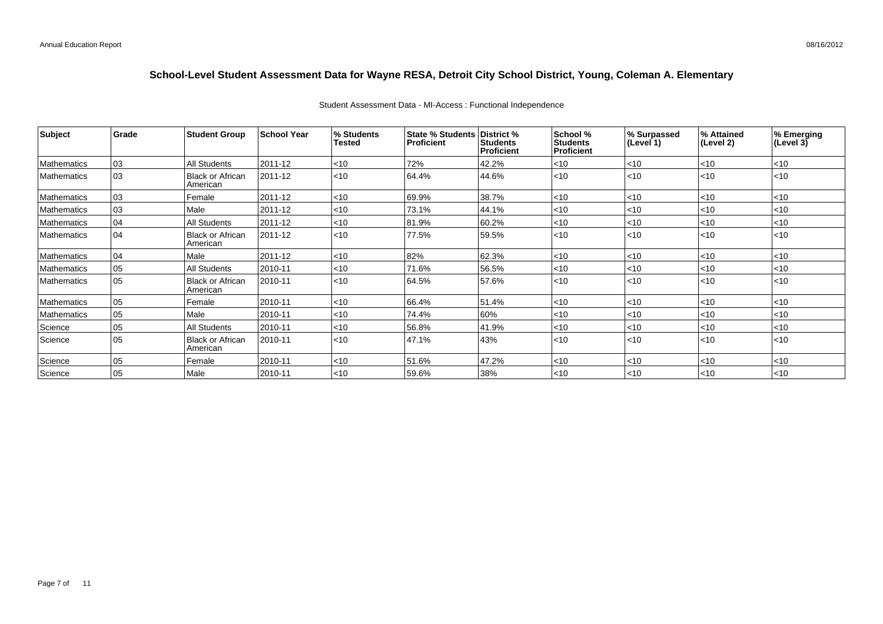# School-Level Student Assessment Data for Wayne RESA, Detroit City School District, Young, Coleman A. Elementary

Student Assessment Data - MI-Access : Functional Independence

| Subject | Grade | Student Group | School Year | % Students Tested | State % Students Proficient | District % Students Proficient | School % Students Proficient | % Surpassed (Level 1) | % Attained (Level 2) | % Emerging (Level 3) |
|---|---|---|---|---|---|---|---|---|---|---|
| Mathematics | 03 | All Students | 2011-12 | <10 | 72% | 42.2% | <10 | <10 | <10 | <10 |
| Mathematics | 03 | Black or African American | 2011-12 | <10 | 64.4% | 44.6% | <10 | <10 | <10 | <10 |
| Mathematics | 03 | Female | 2011-12 | <10 | 69.9% | 38.7% | <10 | <10 | <10 | <10 |
| Mathematics | 03 | Male | 2011-12 | <10 | 73.1% | 44.1% | <10 | <10 | <10 | <10 |
| Mathematics | 04 | All Students | 2011-12 | <10 | 81.9% | 60.2% | <10 | <10 | <10 | <10 |
| Mathematics | 04 | Black or African American | 2011-12 | <10 | 77.5% | 59.5% | <10 | <10 | <10 | <10 |
| Mathematics | 04 | Male | 2011-12 | <10 | 82% | 62.3% | <10 | <10 | <10 | <10 |
| Mathematics | 05 | All Students | 2010-11 | <10 | 71.6% | 56.5% | <10 | <10 | <10 | <10 |
| Mathematics | 05 | Black or African American | 2010-11 | <10 | 64.5% | 57.6% | <10 | <10 | <10 | <10 |
| Mathematics | 05 | Female | 2010-11 | <10 | 66.4% | 51.4% | <10 | <10 | <10 | <10 |
| Mathematics | 05 | Male | 2010-11 | <10 | 74.4% | 60% | <10 | <10 | <10 | <10 |
| Science | 05 | All Students | 2010-11 | <10 | 56.8% | 41.9% | <10 | <10 | <10 | <10 |
| Science | 05 | Black or African American | 2010-11 | <10 | 47.1% | 43% | <10 | <10 | <10 | <10 |
| Science | 05 | Female | 2010-11 | <10 | 51.6% | 47.2% | <10 | <10 | <10 | <10 |
| Science | 05 | Male | 2010-11 | <10 | 59.6% | 38% | <10 | <10 | <10 | <10 |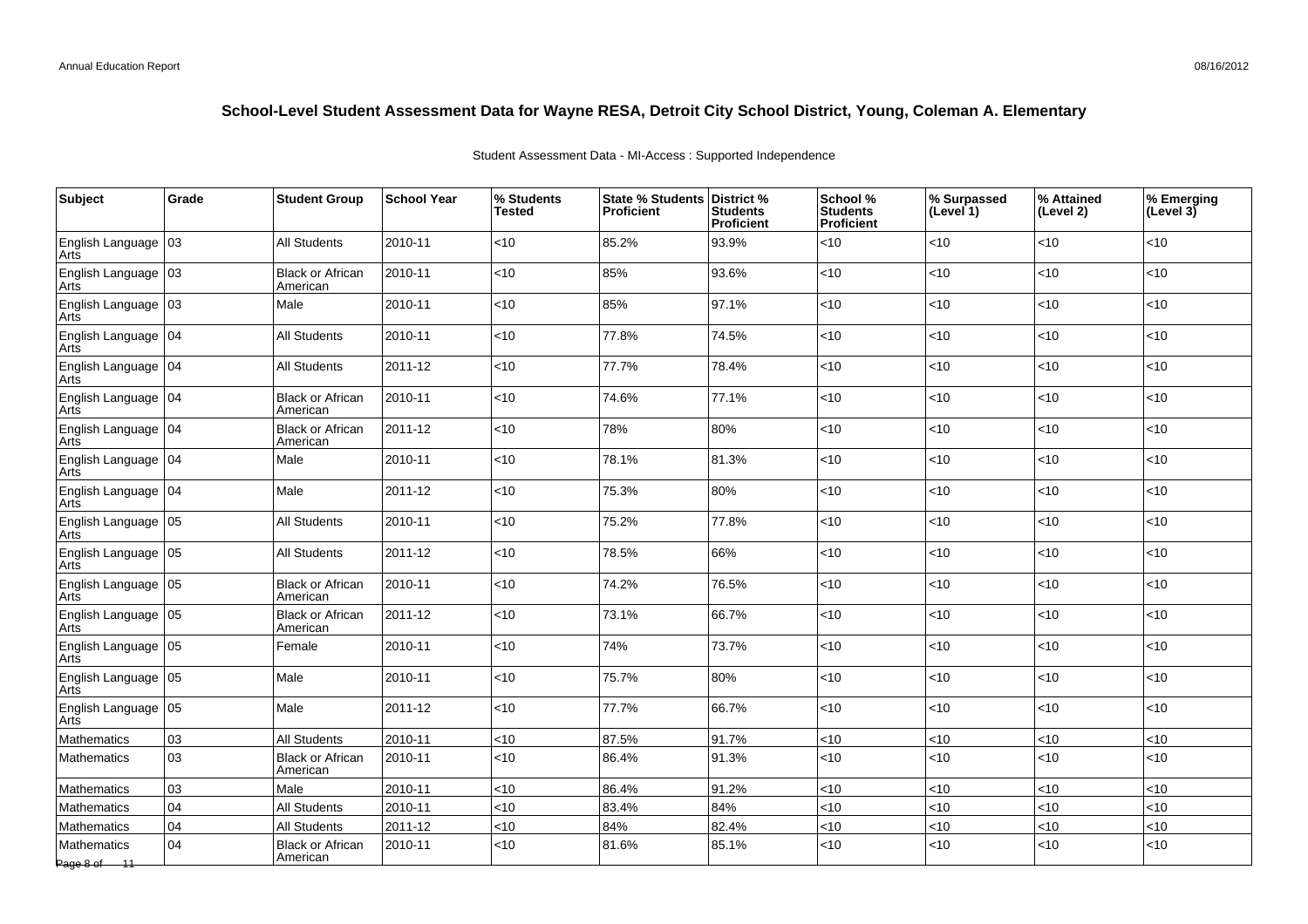## School-Level Student Assessment Data for Wayne RESA, Detroit City School District, Young, Coleman A. Elementary

Student Assessment Data - MI-Access : Supported Independence

| Subject | Grade | Student Group | School Year | % Students Tested | State % Students Proficient | District % Students Proficient | School % Students Proficient | % Surpassed (Level 1) | % Attained (Level 2) | % Emerging (Level 3) |
|---|---|---|---|---|---|---|---|---|---|---|
| English Language Arts | 03 | All Students | 2010-11 | <10 | 85.2% | 93.9% | <10 | <10 | <10 | <10 |
| English Language Arts | 03 | Black or African American | 2010-11 | <10 | 85% | 93.6% | <10 | <10 | <10 | <10 |
| English Language Arts | 03 | Male | 2010-11 | <10 | 85% | 97.1% | <10 | <10 | <10 | <10 |
| English Language Arts | 04 | All Students | 2010-11 | <10 | 77.8% | 74.5% | <10 | <10 | <10 | <10 |
| English Language Arts | 04 | All Students | 2011-12 | <10 | 77.7% | 78.4% | <10 | <10 | <10 | <10 |
| English Language Arts | 04 | Black or African American | 2010-11 | <10 | 74.6% | 77.1% | <10 | <10 | <10 | <10 |
| English Language Arts | 04 | Black or African American | 2011-12 | <10 | 78% | 80% | <10 | <10 | <10 | <10 |
| English Language Arts | 04 | Male | 2010-11 | <10 | 78.1% | 81.3% | <10 | <10 | <10 | <10 |
| English Language Arts | 04 | Male | 2011-12 | <10 | 75.3% | 80% | <10 | <10 | <10 | <10 |
| English Language Arts | 05 | All Students | 2010-11 | <10 | 75.2% | 77.8% | <10 | <10 | <10 | <10 |
| English Language Arts | 05 | All Students | 2011-12 | <10 | 78.5% | 66% | <10 | <10 | <10 | <10 |
| English Language Arts | 05 | Black or African American | 2010-11 | <10 | 74.2% | 76.5% | <10 | <10 | <10 | <10 |
| English Language Arts | 05 | Black or African American | 2011-12 | <10 | 73.1% | 66.7% | <10 | <10 | <10 | <10 |
| English Language Arts | 05 | Female | 2010-11 | <10 | 74% | 73.7% | <10 | <10 | <10 | <10 |
| English Language Arts | 05 | Male | 2010-11 | <10 | 75.7% | 80% | <10 | <10 | <10 | <10 |
| English Language Arts | 05 | Male | 2011-12 | <10 | 77.7% | 66.7% | <10 | <10 | <10 | <10 |
| Mathematics | 03 | All Students | 2010-11 | <10 | 87.5% | 91.7% | <10 | <10 | <10 | <10 |
| Mathematics | 03 | Black or African American | 2010-11 | <10 | 86.4% | 91.3% | <10 | <10 | <10 | <10 |
| Mathematics | 03 | Male | 2010-11 | <10 | 86.4% | 91.2% | <10 | <10 | <10 | <10 |
| Mathematics | 04 | All Students | 2010-11 | <10 | 83.4% | 84% | <10 | <10 | <10 | <10 |
| Mathematics | 04 | All Students | 2011-12 | <10 | 84% | 82.4% | <10 | <10 | <10 | <10 |
| Mathematics | 04 | Black or African American | 2010-11 | <10 | 81.6% | 85.1% | <10 | <10 | <10 | <10 |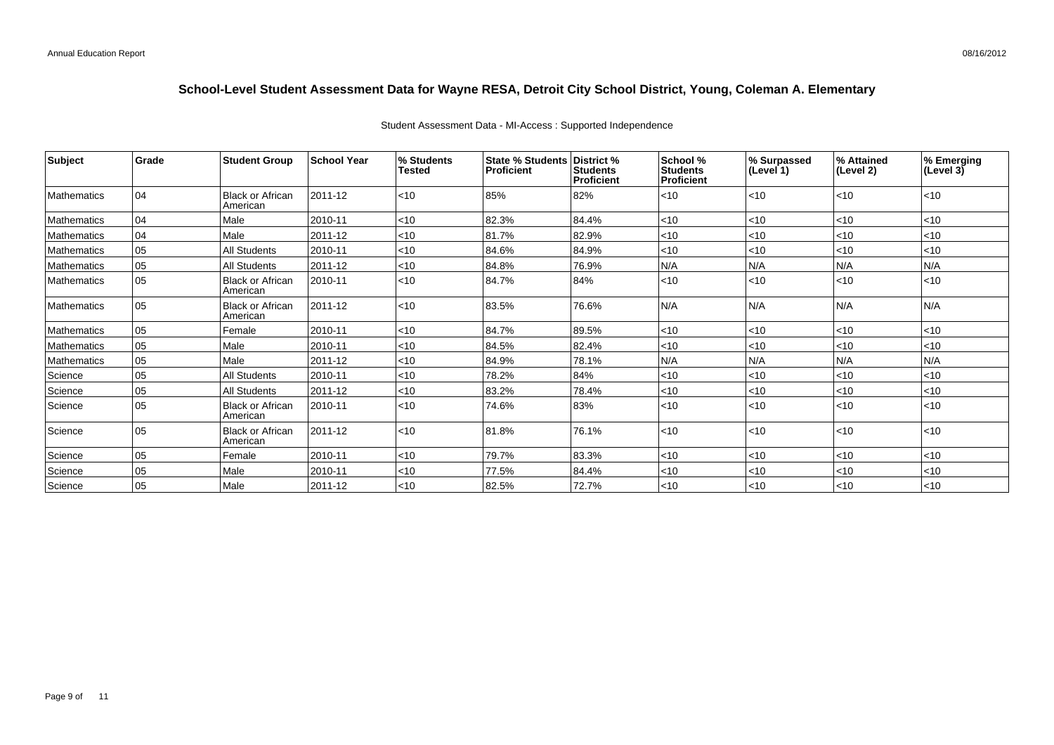# School-Level Student Assessment Data for Wayne RESA, Detroit City School District, Young, Coleman A. Elementary

Student Assessment Data - MI-Access : Supported Independence

| Subject | Grade | Student Group | School Year | % Students Tested | State % Students Proficient | District % Students Proficient | School % Students Proficient | % Surpassed (Level 1) | % Attained (Level 2) | % Emerging (Level 3) |
|---|---|---|---|---|---|---|---|---|---|---|
| Mathematics | 04 | Black or African American | 2011-12 | <10 | 85% | 82% | <10 | <10 | <10 | <10 |
| Mathematics | 04 | Male | 2010-11 | <10 | 82.3% | 84.4% | <10 | <10 | <10 | <10 |
| Mathematics | 04 | Male | 2011-12 | <10 | 81.7% | 82.9% | <10 | <10 | <10 | <10 |
| Mathematics | 05 | All Students | 2010-11 | <10 | 84.6% | 84.9% | <10 | <10 | <10 | <10 |
| Mathematics | 05 | All Students | 2011-12 | <10 | 84.8% | 76.9% | N/A | N/A | N/A | N/A |
| Mathematics | 05 | Black or African American | 2010-11 | <10 | 84.7% | 84% | <10 | <10 | <10 | <10 |
| Mathematics | 05 | Black or African American | 2011-12 | <10 | 83.5% | 76.6% | N/A | N/A | N/A | N/A |
| Mathematics | 05 | Female | 2010-11 | <10 | 84.7% | 89.5% | <10 | <10 | <10 | <10 |
| Mathematics | 05 | Male | 2010-11 | <10 | 84.5% | 82.4% | <10 | <10 | <10 | <10 |
| Mathematics | 05 | Male | 2011-12 | <10 | 84.9% | 78.1% | N/A | N/A | N/A | N/A |
| Science | 05 | All Students | 2010-11 | <10 | 78.2% | 84% | <10 | <10 | <10 | <10 |
| Science | 05 | All Students | 2011-12 | <10 | 83.2% | 78.4% | <10 | <10 | <10 | <10 |
| Science | 05 | Black or African American | 2010-11 | <10 | 74.6% | 83% | <10 | <10 | <10 | <10 |
| Science | 05 | Black or African American | 2011-12 | <10 | 81.8% | 76.1% | <10 | <10 | <10 | <10 |
| Science | 05 | Female | 2010-11 | <10 | 79.7% | 83.3% | <10 | <10 | <10 | <10 |
| Science | 05 | Male | 2010-11 | <10 | 77.5% | 84.4% | <10 | <10 | <10 | <10 |
| Science | 05 | Male | 2011-12 | <10 | 82.5% | 72.7% | <10 | <10 | <10 | <10 |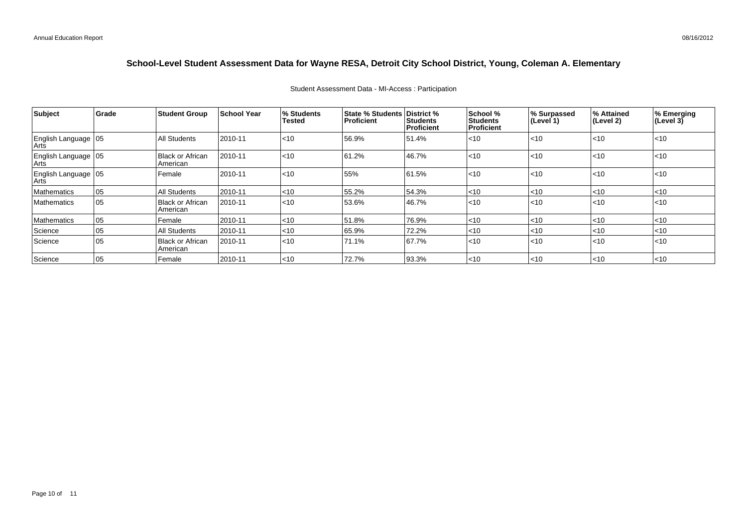# School-Level Student Assessment Data for Wayne RESA, Detroit City School District, Young, Coleman A. Elementary

Student Assessment Data - MI-Access : Participation

| Subject | Grade | Student Group | School Year | % Students Tested | State % Students Proficient | District % Students Proficient | School % Students Proficient | % Surpassed (Level 1) | % Attained (Level 2) | % Emerging (Level 3) |
|---|---|---|---|---|---|---|---|---|---|---|
| English Language Arts | 05 | All Students | 2010-11 | <10 | 56.9% | 51.4% | <10 | <10 | <10 | <10 |
| English Language Arts | 05 | Black or African American | 2010-11 | <10 | 61.2% | 46.7% | <10 | <10 | <10 | <10 |
| English Language Arts | 05 | Female | 2010-11 | <10 | 55% | 61.5% | <10 | <10 | <10 | <10 |
| Mathematics | 05 | All Students | 2010-11 | <10 | 55.2% | 54.3% | <10 | <10 | <10 | <10 |
| Mathematics | 05 | Black or African American | 2010-11 | <10 | 53.6% | 46.7% | <10 | <10 | <10 | <10 |
| Mathematics | 05 | Female | 2010-11 | <10 | 51.8% | 76.9% | <10 | <10 | <10 | <10 |
| Science | 05 | All Students | 2010-11 | <10 | 65.9% | 72.2% | <10 | <10 | <10 | <10 |
| Science | 05 | Black or African American | 2010-11 | <10 | 71.1% | 67.7% | <10 | <10 | <10 | <10 |
| Science | 05 | Female | 2010-11 | <10 | 72.7% | 93.3% | <10 | <10 | <10 | <10 |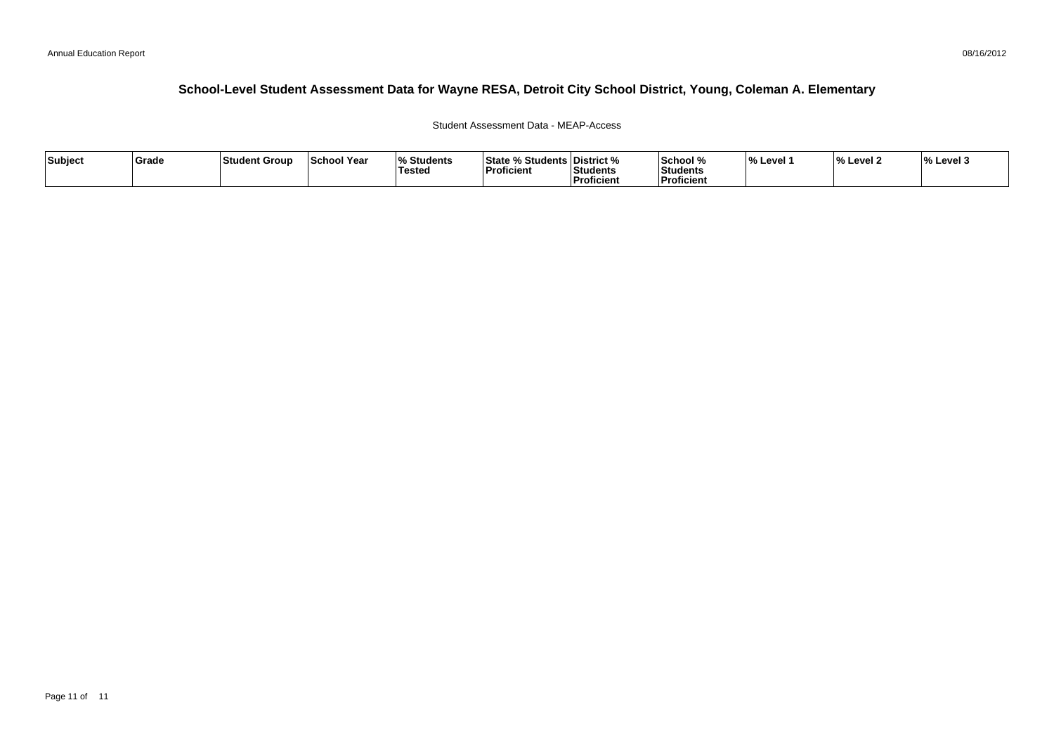# School-Level Student Assessment Data for Wayne RESA, Detroit City School District, Young, Coleman A. Elementary

Student Assessment Data - MEAP-Access

| Subject | Grade | Student Group | School Year | % Students Tested | State % Students Proficient | District % Students Proficient | School % Students Proficient | % Level 1 | % Level 2 | % Level 3 |
|---|---|---|---|---|---|---|---|---|---|---|